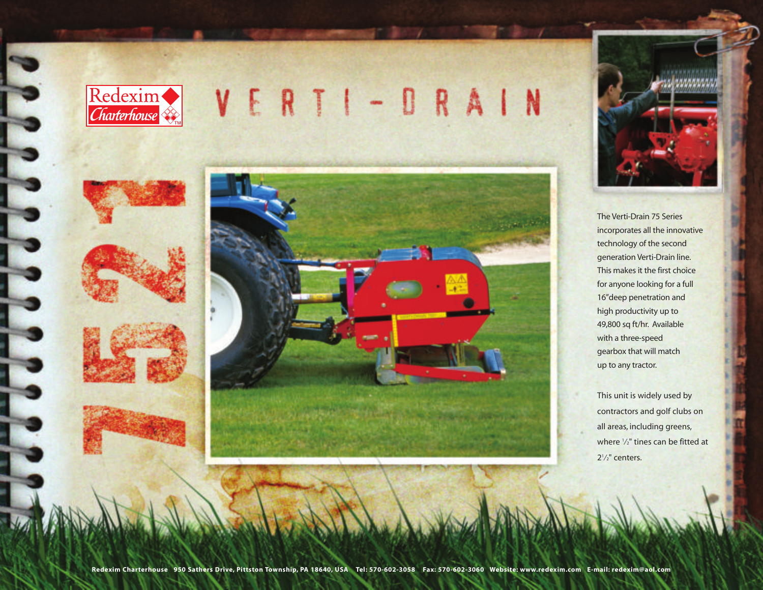Redexim Charterhouse

# VERTI-DRAIN

## 7521

The Verti-Drain 75 Series incorporates all the innovative technology of the second generation Verti-Drain line. This makes it the first choice for anyone looking for a full 16"deep penetration and high productivity up to 49,800 sq ft/hr. Available with a three-speed gearbox that will match up to any tractor.

This unit is widely used by contractors and golf clubs on all areas, including greens, where ½" tines can be fitted at 2½" centers.

**Redexim Charterhouse** 950 Sathers Drive, Pittston Township, PA 18640, USA Tel: 570-602-3058 Fax: 570-602-3060 Website: www.redexim.com E-mail: redexim@aol.com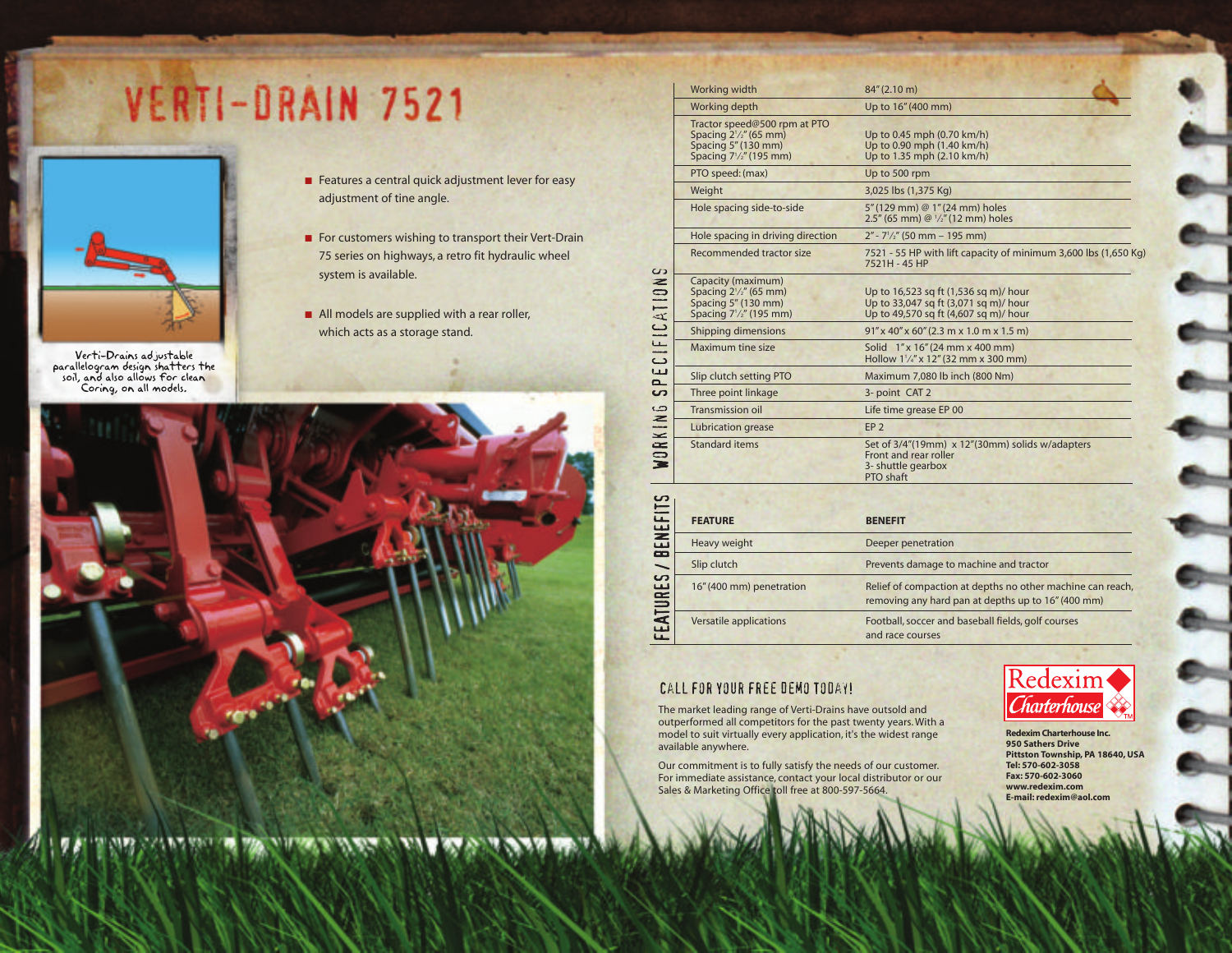# VERTI-DRAIN 7521

Verti-Drains adjustable parallelogram design shatters the soil, and also allows for clean Coring, on all models.

- Features a central quick adjustment lever for easy adjustment of tine angle.
- For customers wishing to transport their Vert-Drain 75 series on highways, a retro fit hydraulic wheel system is available.
- All models are supplied with a rear roller, which acts as a storage stand.

## WORKING SPECIFICATIONS

| | |
|---|---|
| Working width | 84" (2.10 m) |
| Working depth | Up to 16" (400 mm) |
| Tractor speed@500 rpm at PTO<br>Spacing 2½" (65 mm)<br>Spacing 5" (130 mm)<br>Spacing 7½" (195 mm) | <br>Up to 0.45 mph (0.70 km/h)<br>Up to 0.90 mph (1.40 km/h)<br>Up to 1.35 mph (2.10 km/h) |
| PTO speed: (max) | Up to 500 rpm |
| Weight | 3,025 lbs (1,375 Kg) |
| Hole spacing side-to-side | 5" (129 mm) @ 1" (24 mm) holes<br>2.5" (65 mm) @ ½" (12 mm) holes |
| Hole spacing in driving direction | 2" - 7½" (50 mm – 195 mm) |
| Recommended tractor size | 7521 - 55 HP with lift capacity of minimum 3,600 lbs (1,650 Kg)<br>7521H - 45 HP |
| Capacity (maximum)<br>Spacing 2½" (65 mm)<br>Spacing 5" (130 mm)<br>Spacing 7½" (195 mm) | <br>Up to 16,523 sq ft (1,536 sq m)/ hour<br>Up to 33,047 sq ft (3,071 sq m)/ hour<br>Up to 49,570 sq ft (4,607 sq m)/ hour |
| Shipping dimensions | 91" x 40" x 60" (2.3 m x 1.0 m x 1.5 m) |
| Maximum tine size | Solid 1" x 16" (24 mm x 400 mm)<br>Hollow 1¼" x 12" (32 mm x 300 mm) |
| Slip clutch setting PTO | Maximum 7,080 lb inch (800 Nm) |
| Three point linkage | 3- point CAT 2 |
| Transmission oil | Life time grease EP 00 |
| Lubrication grease | EP 2 |
| Standard items | Set of 3/4"(19mm) x 12"(30mm) solids w/adapters<br>Front and rear roller<br>3- shuttle gearbox<br>PTO shaft |

## FEATURES / BENEFITS

| FEATURE | BENEFIT |
|---|---|
| Heavy weight | Deeper penetration |
| Slip clutch | Prevents damage to machine and tractor |
| 16" (400 mm) penetration | Relief of compaction at depths no other machine can reach, removing any hard pan at depths up to 16" (400 mm) |
| Versatile applications | Football, soccer and baseball fields, golf courses and race courses |

## CALL FOR YOUR FREE DEMO TODAY!

The market leading range of Verti-Drains have outsold and outperformed all competitors for the past twenty years. With a model to suit virtually every application, it's the widest range available anywhere.

Our commitment is to fully satisfy the needs of our customer. For immediate assistance, contact your local distributor or our Sales & Marketing Office toll free at 800-597-5664.

Redexim Charterhouse

**Redexim Charterhouse Inc.**
**950 Sathers Drive**
**Pittston Township, PA 18640, USA**
**Tel: 570-602-3058**
**Fax: 570-602-3060**
**www.redexim.com**
**E-mail: redexim@aol.com**